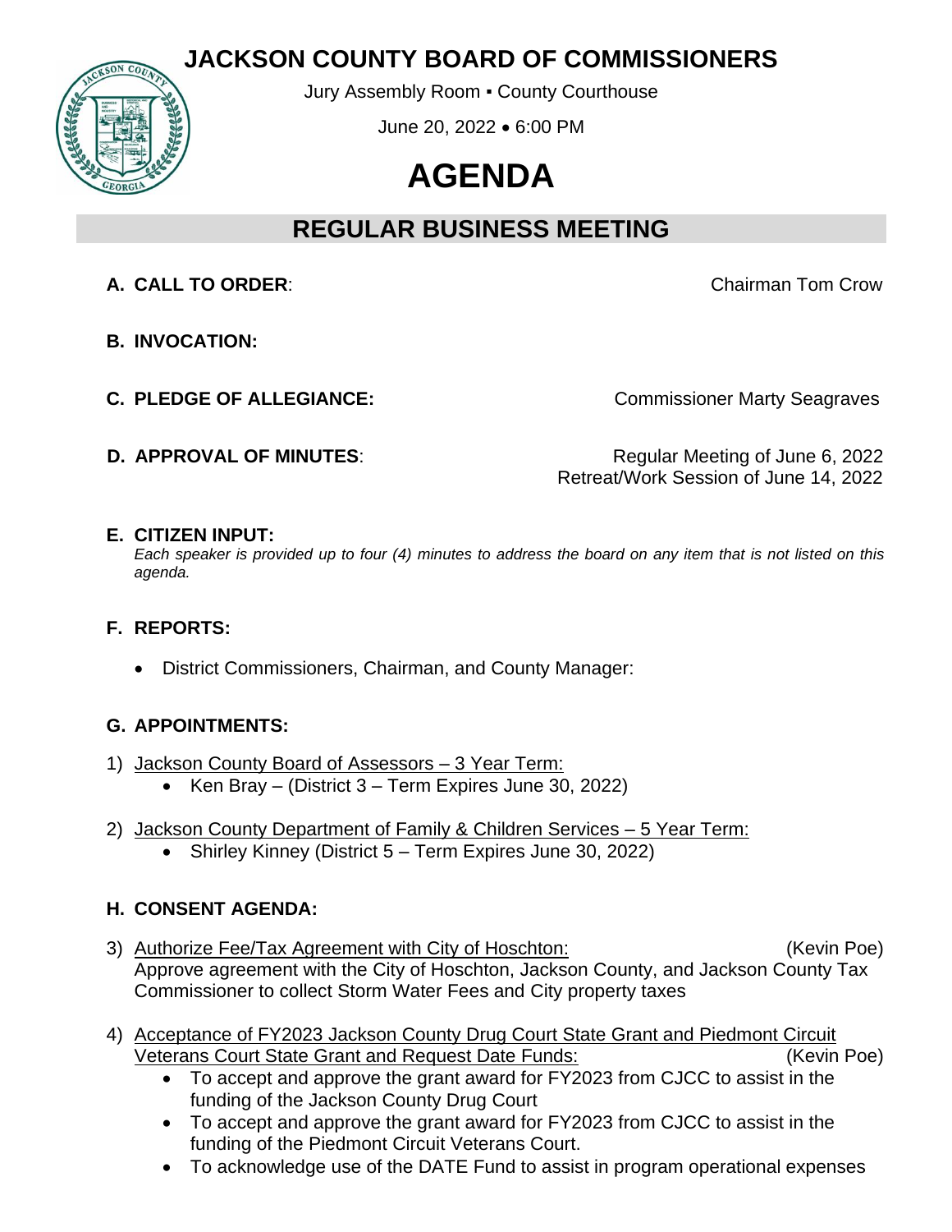# JACKSON COUNTY BOARD OF COMMISSIONERS

Jury Assembly Room ▪ County Courthouse

June 20, 2022 • 6:00 PM

# AGENDA

## REGULAR BUSINESS MEETING

**A. CALL TO ORDER**: Chairman Tom Crow

**B. INVOCATION:**

**C. PLEDGE OF ALLEGIANCE:** Commissioner Marty Seagraves

**D. APPROVAL OF MINUTES**: Regular Meeting of June 6, 2022
Retreat/Work Session of June 14, 2022

**E. CITIZEN INPUT:**
*Each speaker is provided up to four (4) minutes to address the board on any item that is not listed on this agenda.*

**F. REPORTS:**

- District Commissioners, Chairman, and County Manager:

**G. APPOINTMENTS:**

1) Jackson County Board of Assessors – 3 Year Term:
   - Ken Bray – (District 3 – Term Expires June 30, 2022)

2) Jackson County Department of Family & Children Services – 5 Year Term:
   - Shirley Kinney (District 5 – Term Expires June 30, 2022)

**H. CONSENT AGENDA:**

3) Authorize Fee/Tax Agreement with City of Hoschton: (Kevin Poe)
   Approve agreement with the City of Hoschton, Jackson County, and Jackson County Tax Commissioner to collect Storm Water Fees and City property taxes

4) Acceptance of FY2023 Jackson County Drug Court State Grant and Piedmont Circuit Veterans Court State Grant and Request Date Funds: (Kevin Poe)
   - To accept and approve the grant award for FY2023 from CJCC to assist in the funding of the Jackson County Drug Court
   - To accept and approve the grant award for FY2023 from CJCC to assist in the funding of the Piedmont Circuit Veterans Court.
   - To acknowledge use of the DATE Fund to assist in program operational expenses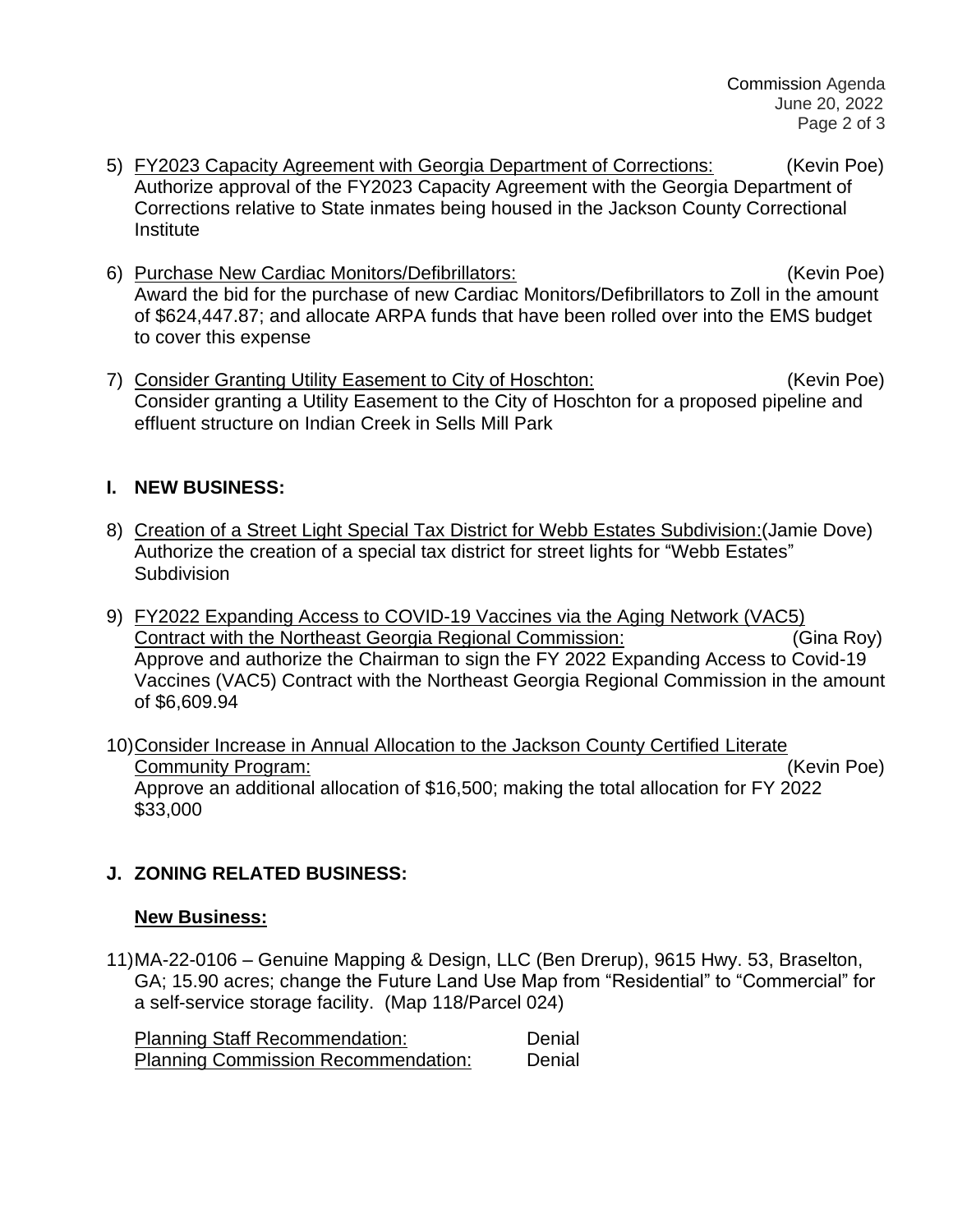5) <u>FY2023 Capacity Agreement with Georgia Department of Corrections:</u> (Kevin Poe)
   Authorize approval of the FY2023 Capacity Agreement with the Georgia Department of Corrections relative to State inmates being housed in the Jackson County Correctional Institute

6) <u>Purchase New Cardiac Monitors/Defibrillators:</u> (Kevin Poe)
   Award the bid for the purchase of new Cardiac Monitors/Defibrillators to Zoll in the amount of $624,447.87; and allocate ARPA funds that have been rolled over into the EMS budget to cover this expense

7) <u>Consider Granting Utility Easement to City of Hoschton:</u> (Kevin Poe)
   Consider granting a Utility Easement to the City of Hoschton for a proposed pipeline and effluent structure on Indian Creek in Sells Mill Park

## I. NEW BUSINESS:

8) <u>Creation of a Street Light Special Tax District for Webb Estates Subdivision:</u> (Jamie Dove)
   Authorize the creation of a special tax district for street lights for "Webb Estates" Subdivision

9) <u>FY2022 Expanding Access to COVID-19 Vaccines via the Aging Network (VAC5) Contract with the Northeast Georgia Regional Commission:</u> (Gina Roy)
   Approve and authorize the Chairman to sign the FY 2022 Expanding Access to Covid-19 Vaccines (VAC5) Contract with the Northeast Georgia Regional Commission in the amount of $6,609.94

10) <u>Consider Increase in Annual Allocation to the Jackson County Certified Literate Community Program:</u> (Kevin Poe)
    Approve an additional allocation of $16,500; making the total allocation for FY 2022 $33,000

## J. ZONING RELATED BUSINESS:

### <u>New Business:</u>

11) MA-22-0106 – Genuine Mapping & Design, LLC (Ben Drerup), 9615 Hwy. 53, Braselton, GA; 15.90 acres; change the Future Land Use Map from "Residential" to "Commercial" for a self-service storage facility. (Map 118/Parcel 024)

    <u>Planning Staff Recommendation:</u> Denial
    <u>Planning Commission Recommendation:</u> Denial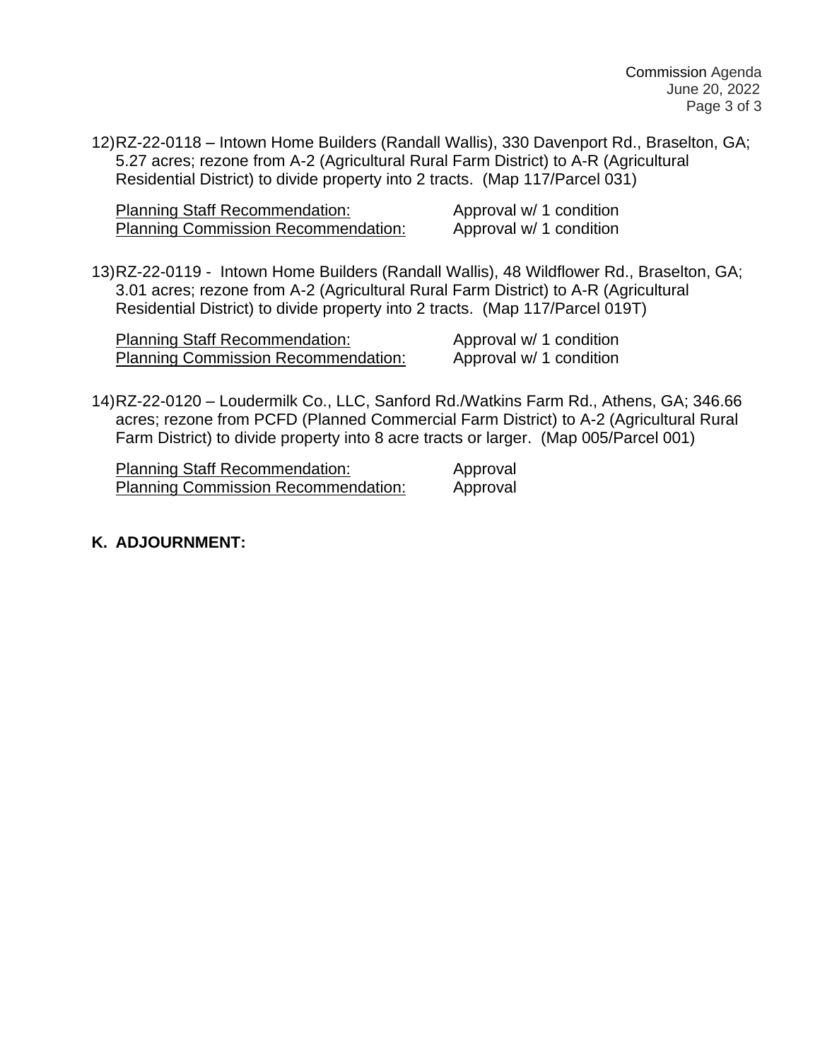12) RZ-22-0118 – Intown Home Builders (Randall Wallis), 330 Davenport Rd., Braselton, GA; 5.27 acres; rezone from A-2 (Agricultural Rural Farm District) to A-R (Agricultural Residential District) to divide property into 2 tracts. (Map 117/Parcel 031)

| | |
|---|---|
| Planning Staff Recommendation: | Approval w/ 1 condition |
| Planning Commission Recommendation: | Approval w/ 1 condition |

13) RZ-22-0119 - Intown Home Builders (Randall Wallis), 48 Wildflower Rd., Braselton, GA; 3.01 acres; rezone from A-2 (Agricultural Rural Farm District) to A-R (Agricultural Residential District) to divide property into 2 tracts. (Map 117/Parcel 019T)

| | |
|---|---|
| Planning Staff Recommendation: | Approval w/ 1 condition |
| Planning Commission Recommendation: | Approval w/ 1 condition |

14) RZ-22-0120 – Loudermilk Co., LLC, Sanford Rd./Watkins Farm Rd., Athens, GA; 346.66 acres; rezone from PCFD (Planned Commercial Farm District) to A-2 (Agricultural Rural Farm District) to divide property into 8 acre tracts or larger. (Map 005/Parcel 001)

| | |
|---|---|
| Planning Staff Recommendation: | Approval |
| Planning Commission Recommendation: | Approval |

**K. ADJOURNMENT:**